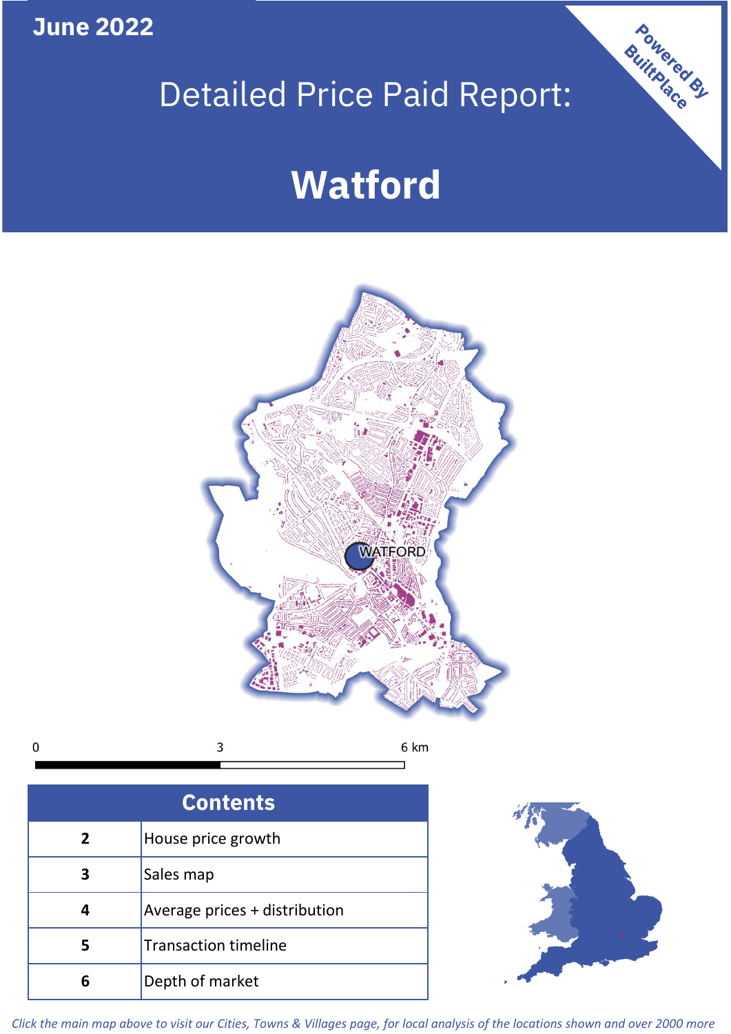June 2022

# Detailed Price Paid Report:

# Watford

Powered By BuiltPlace

WATFORD

0 3 6 km

| Contents | |
|---|---|
| 2 | House price growth |
| 3 | Sales map |
| 4 | Average prices + distribution |
| 5 | Transaction timeline |
| 6 | Depth of market |

*Click the main map above to visit our Cities, Towns & Villages page, for local analysis of the locations shown and over 2000 more*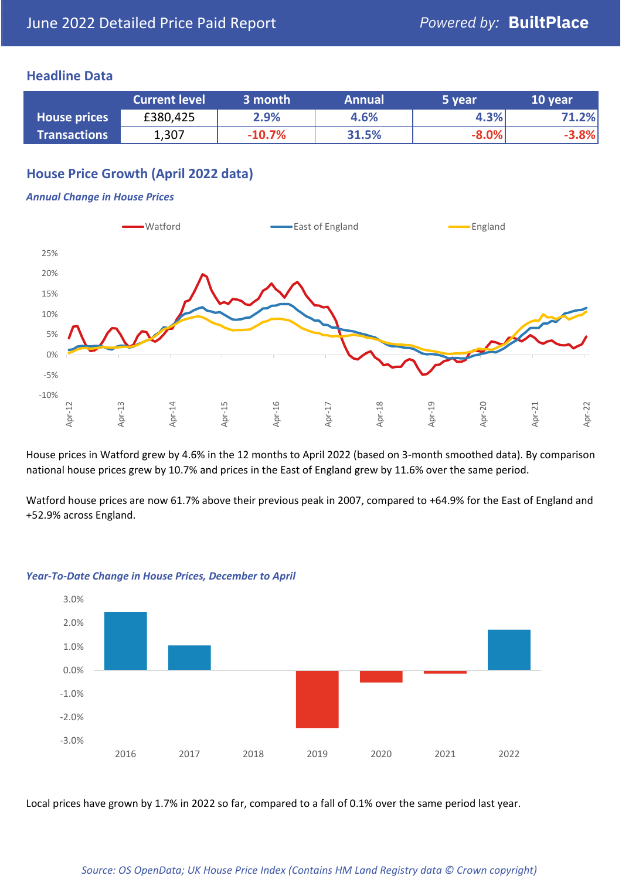June 2022 Detailed Price Paid Report

*Powered by:* **BuiltPlace**

## Headline Data

| | Current level | 3 month | Annual | 5 year | 10 year |
|---|---|---|---|---|---|
| **House prices** | £380,425 | 2.9% | 4.6% | 4.3% | 71.2% |
| **Transactions** | 1,307 | -10.7% | 31.5% | -8.0% | -3.8% |

## House Price Growth (April 2022 data)

### *Annual Change in House Prices*

House prices in Watford grew by 4.6% in the 12 months to April 2022 (based on 3-month smoothed data). By comparison national house prices grew by 10.7% and prices in the East of England grew by 11.6% over the same period.

Watford house prices are now 61.7% above their previous peak in 2007, compared to +64.9% for the East of England and +52.9% across England.

### *Year-To-Date Change in House Prices, December to April*

Local prices have grown by 1.7% in 2022 so far, compared to a fall of 0.1% over the same period last year.

*Source: OS OpenData; UK House Price Index (Contains HM Land Registry data © Crown copyright)*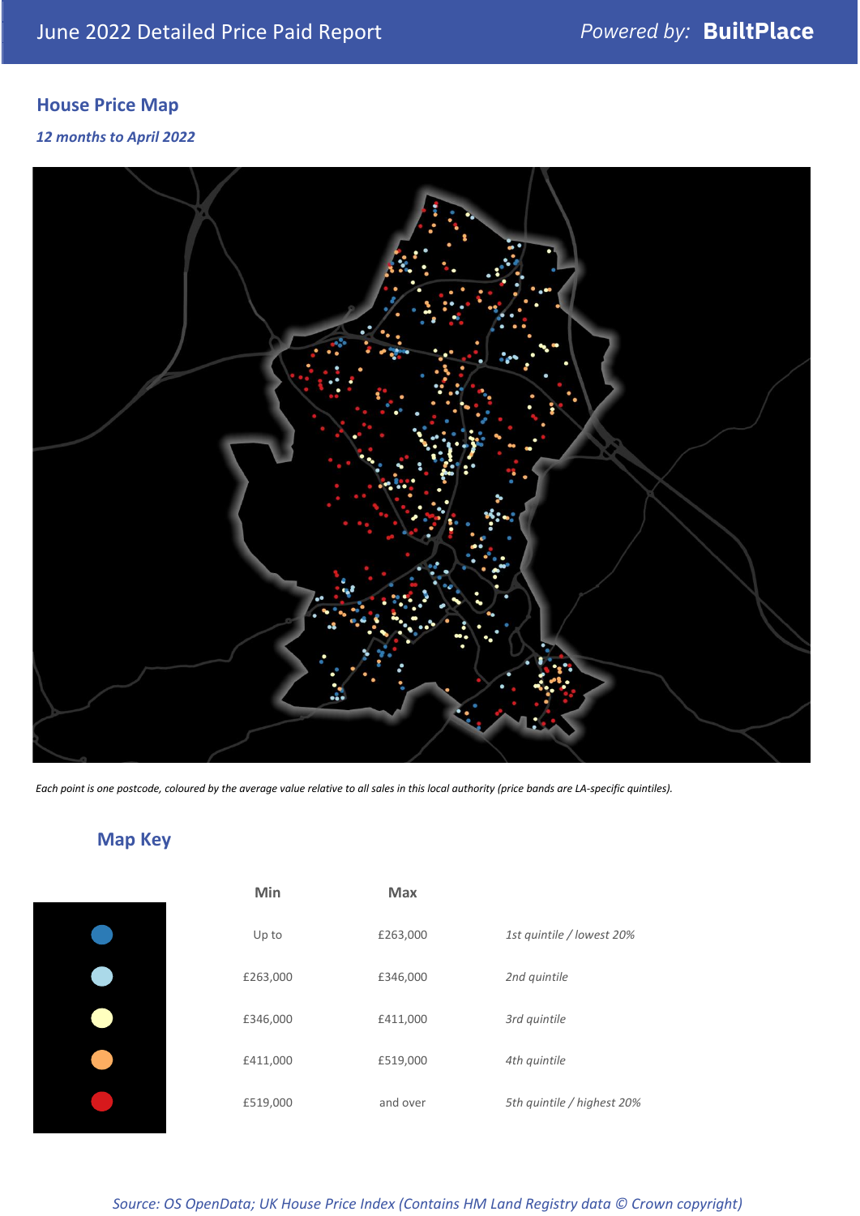# June 2022 Detailed Price Paid Report

Powered by: **BuiltPlace**

## House Price Map

*12 months to April 2022*

*Each point is one postcode, coloured by the average value relative to all sales in this local authority (price bands are LA-specific quintiles).*

## Map Key

| Min | Max | |
|---|---|---|
| Up to | £263,000 | *1st quintile / lowest 20%* |
| £263,000 | £346,000 | *2nd quintile* |
| £346,000 | £411,000 | *3rd quintile* |
| £411,000 | £519,000 | *4th quintile* |
| £519,000 | and over | *5th quintile / highest 20%* |

*Source: OS OpenData; UK House Price Index (Contains HM Land Registry data © Crown copyright)*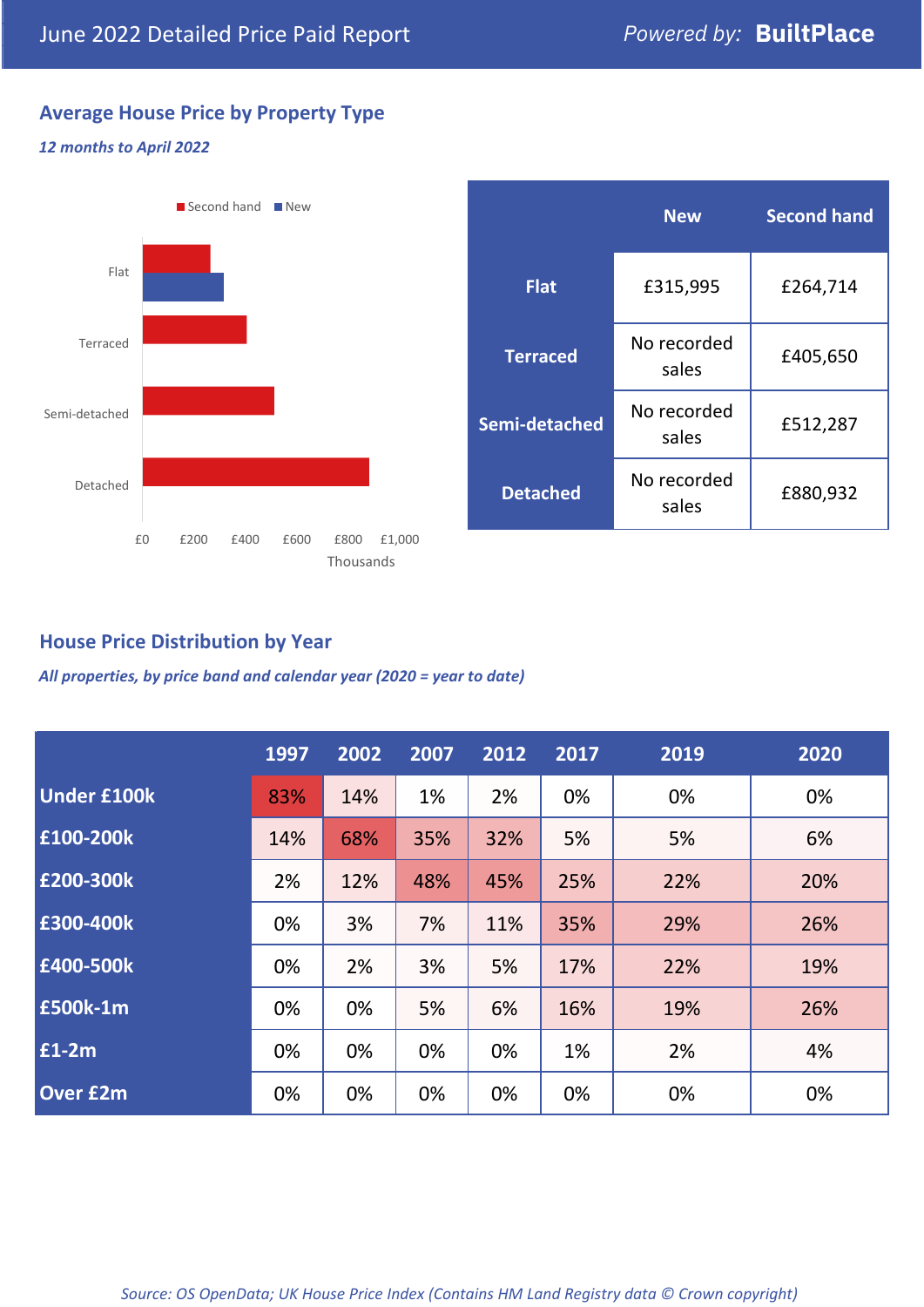June 2022 Detailed Price Paid Report — *Powered by:* **BuiltPlace**

## Average House Price by Property Type

*12 months to April 2022*

|  | New | Second hand |
| --- | --- | --- |
| **Flat** | £315,995 | £264,714 |
| **Terraced** | No recorded sales | £405,650 |
| **Semi-detached** | No recorded sales | £512,287 |
| **Detached** | No recorded sales | £880,932 |

## House Price Distribution by Year

*All properties, by price band and calendar year (2020 = year to date)*

|  | 1997 | 2002 | 2007 | 2012 | 2017 | 2019 | 2020 |
| --- | --- | --- | --- | --- | --- | --- | --- |
| **Under £100k** | 83% | 14% | 1% | 2% | 0% | 0% | 0% |
| **£100-200k** | 14% | 68% | 35% | 32% | 5% | 5% | 6% |
| **£200-300k** | 2% | 12% | 48% | 45% | 25% | 22% | 20% |
| **£300-400k** | 0% | 3% | 7% | 11% | 35% | 29% | 26% |
| **£400-500k** | 0% | 2% | 3% | 5% | 17% | 22% | 19% |
| **£500k-1m** | 0% | 0% | 5% | 6% | 16% | 19% | 26% |
| **£1-2m** | 0% | 0% | 0% | 0% | 1% | 2% | 4% |
| **Over £2m** | 0% | 0% | 0% | 0% | 0% | 0% | 0% |

*Source: OS OpenData; UK House Price Index (Contains HM Land Registry data © Crown copyright)*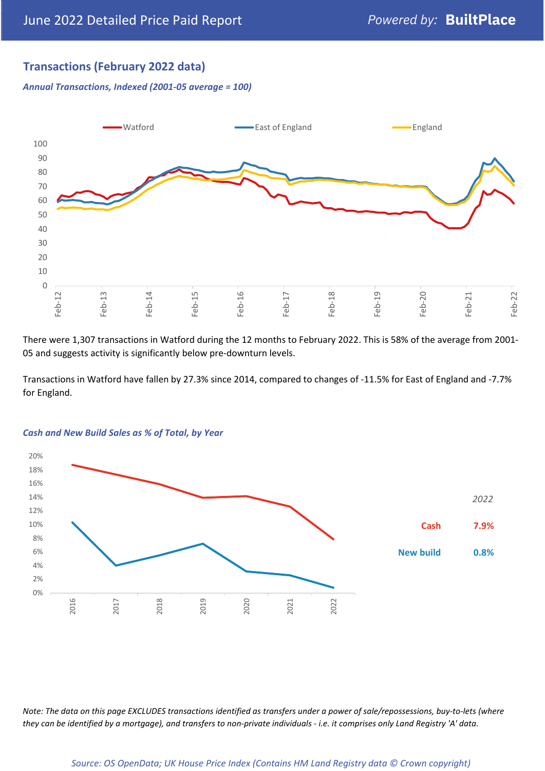## Transactions (February 2022 data)

*Annual Transactions, Indexed (2001-05 average = 100)*

There were 1,307 transactions in Watford during the 12 months to February 2022. This is 58% of the average from 2001-05 and suggests activity is significantly below pre-downturn levels.

Transactions in Watford have fallen by 27.3% since 2014, compared to changes of -11.5% for East of England and -7.7% for England.

*Cash and New Build Sales as % of Total, by Year*

| | 2022 |
|---|---|
| Cash | 7.9% |
| New build | 0.8% |

*Note: The data on this page EXCLUDES transactions identified as transfers under a power of sale/repossessions, buy-to-lets (where they can be identified by a mortgage), and transfers to non-private individuals - i.e. it comprises only Land Registry 'A' data.*

*Source: OS OpenData; UK House Price Index (Contains HM Land Registry data © Crown copyright)*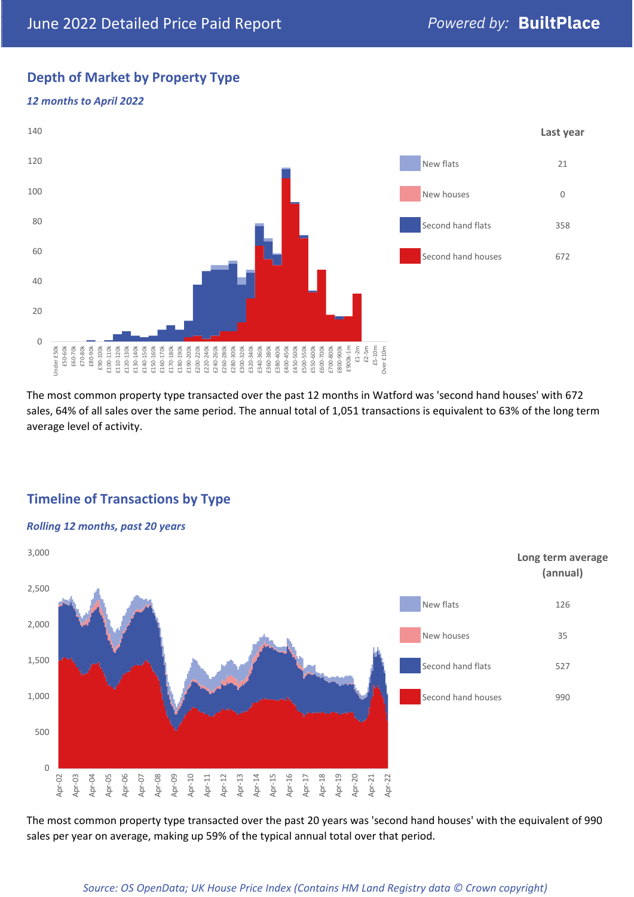June 2022 Detailed Price Paid Report

*Powered by:* **BuiltPlace**

## Depth of Market by Property Type

***12 months to April 2022***

140
120
100
80
60
40
20
0

Under £50k, £50-60k, £60-70k, £70-80k, £80-90k, £90-100k, £100-110k, £110-120k, £120-130k, £130-140k, £140-150k, £150-160k, £160-170k, £170-180k, £180-190k, £190-200k, £200-220k, £220-240k, £240-260k, £260-280k, £280-300k, £300-320k, £320-340k, £340-360k, £360-380k, £380-400k, £400-450k, £450-500k, £500-550k, £550-600k, £600-700k, £700-800k, £800-900k, £900k-1m, £1-2m, £2-5m, £5-10m, Over £10m

**Last year**

New flats 21
New houses 0
Second hand flats 358
Second hand houses 672

The most common property type transacted over the past 12 months in Watford was 'second hand houses' with 672 sales, 64% of all sales over the same period. The annual total of 1,051 transactions is equivalent to 63% of the long term average level of activity.

## Timeline of Transactions by Type

***Rolling 12 months, past 20 years***

3,000
2,500
2,000
1,500
1,000
500
0

Apr-02, Apr-03, Apr-04, Apr-05, Apr-06, Apr-07, Apr-08, Apr-09, Apr-10, Apr-11, Apr-12, Apr-13, Apr-14, Apr-15, Apr-16, Apr-17, Apr-18, Apr-19, Apr-20, Apr-21, Apr-22

**Long term average (annual)**

New flats 126
New houses 35
Second hand flats 527
Second hand houses 990

The most common property type transacted over the past 20 years was 'second hand houses' with the equivalent of 990 sales per year on average, making up 59% of the typical annual total over that period.

*Source: OS OpenData; UK House Price Index (Contains HM Land Registry data © Crown copyright)*